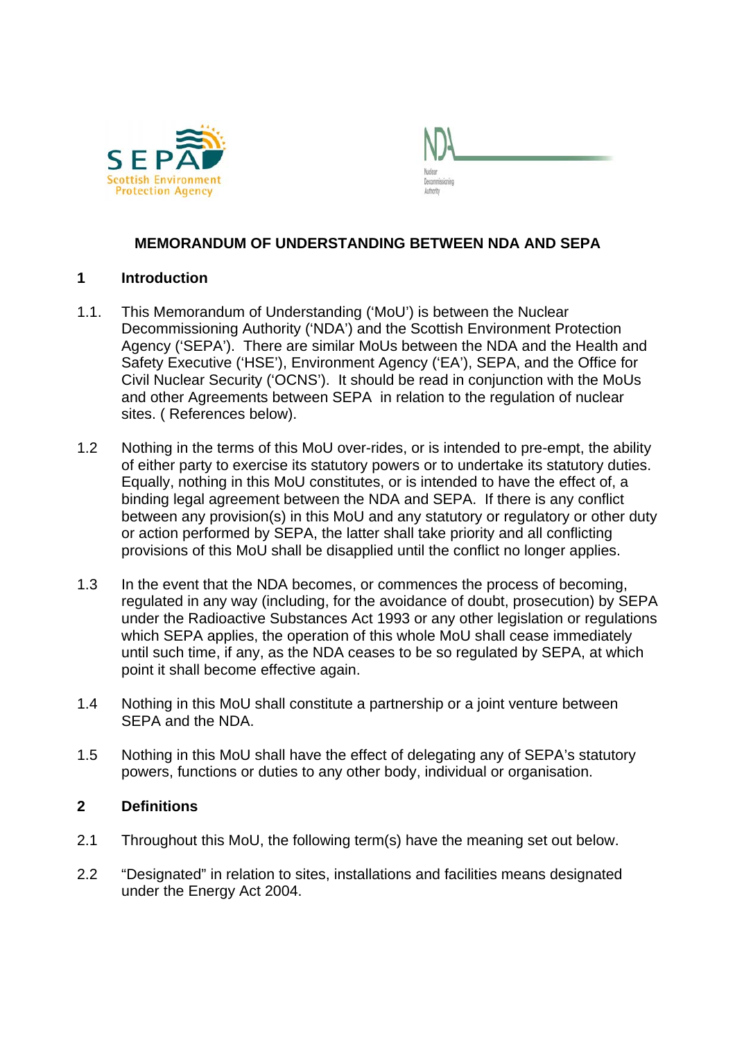# MEMORANDUM OF UNDERSTANDING BETWEEN NDA AND SEPA

## 1 Introduction

1.1. This Memorandum of Understanding ('MoU') is between the Nuclear Decommissioning Authority ('NDA') and the Scottish Environment Protection Agency ('SEPA'). There are similar MoUs between the NDA and the Health and Safety Executive ('HSE'), Environment Agency ('EA'), SEPA, and the Office for Civil Nuclear Security ('OCNS'). It should be read in conjunction with the MoUs and other Agreements between SEPA in relation to the regulation of nuclear sites. ( References below).

1.2 Nothing in the terms of this MoU over-rides, or is intended to pre-empt, the ability of either party to exercise its statutory powers or to undertake its statutory duties. Equally, nothing in this MoU constitutes, or is intended to have the effect of, a binding legal agreement between the NDA and SEPA. If there is any conflict between any provision(s) in this MoU and any statutory or regulatory or other duty or action performed by SEPA, the latter shall take priority and all conflicting provisions of this MoU shall be disapplied until the conflict no longer applies.

1.3 In the event that the NDA becomes, or commences the process of becoming, regulated in any way (including, for the avoidance of doubt, prosecution) by SEPA under the Radioactive Substances Act 1993 or any other legislation or regulations which SEPA applies, the operation of this whole MoU shall cease immediately until such time, if any, as the NDA ceases to be so regulated by SEPA, at which point it shall become effective again.

1.4 Nothing in this MoU shall constitute a partnership or a joint venture between SEPA and the NDA.

1.5 Nothing in this MoU shall have the effect of delegating any of SEPA's statutory powers, functions or duties to any other body, individual or organisation.

## 2 Definitions

2.1 Throughout this MoU, the following term(s) have the meaning set out below.

2.2 "Designated" in relation to sites, installations and facilities means designated under the Energy Act 2004.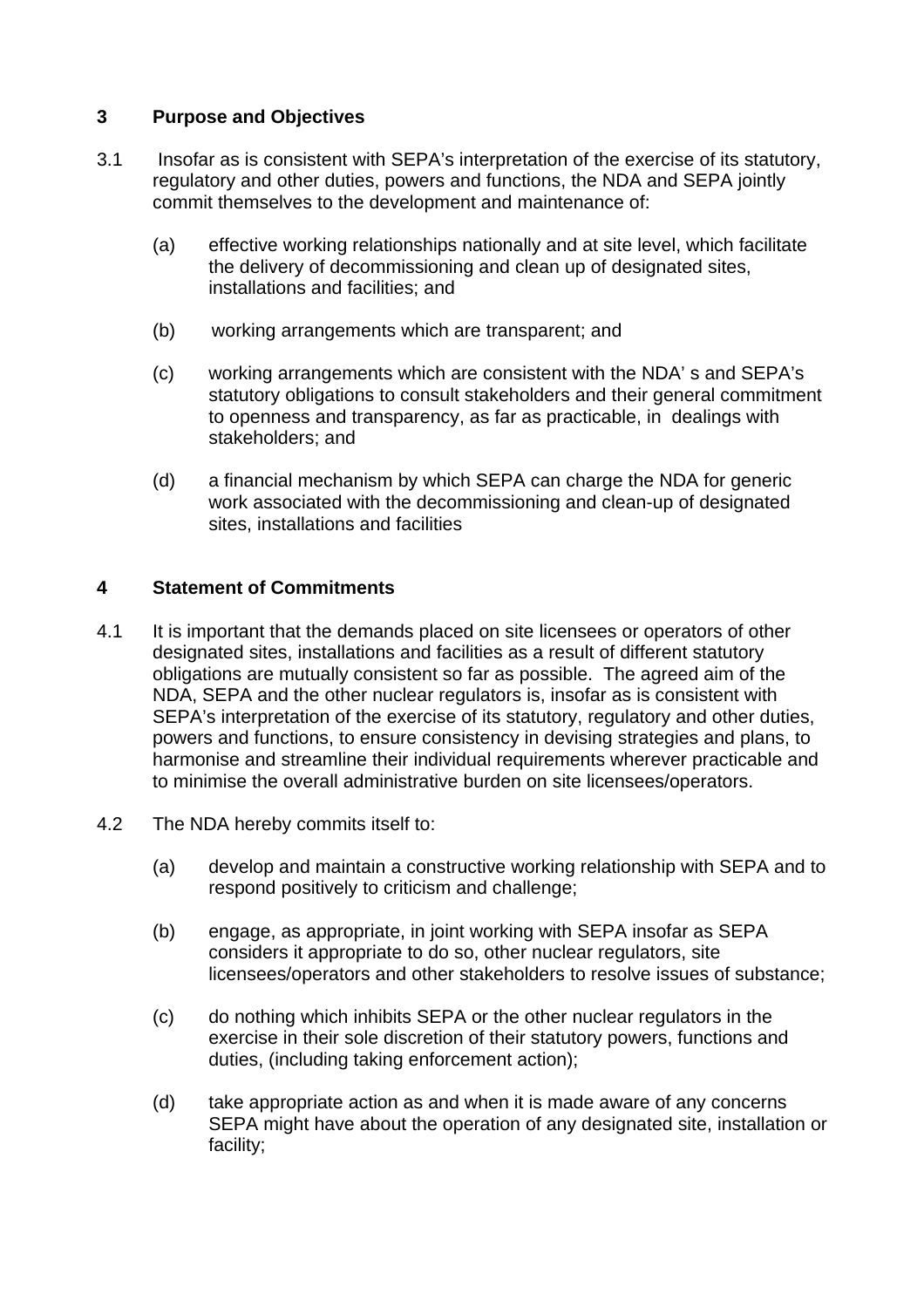## 3 Purpose and Objectives

3.1 Insofar as is consistent with SEPA's interpretation of the exercise of its statutory, regulatory and other duties, powers and functions, the NDA and SEPA jointly commit themselves to the development and maintenance of:

(a) effective working relationships nationally and at site level, which facilitate the delivery of decommissioning and clean up of designated sites, installations and facilities; and

(b) working arrangements which are transparent; and

(c) working arrangements which are consistent with the NDA' s and SEPA's statutory obligations to consult stakeholders and their general commitment to openness and transparency, as far as practicable, in dealings with stakeholders; and

(d) a financial mechanism by which SEPA can charge the NDA for generic work associated with the decommissioning and clean-up of designated sites, installations and facilities

## 4 Statement of Commitments

4.1 It is important that the demands placed on site licensees or operators of other designated sites, installations and facilities as a result of different statutory obligations are mutually consistent so far as possible. The agreed aim of the NDA, SEPA and the other nuclear regulators is, insofar as is consistent with SEPA's interpretation of the exercise of its statutory, regulatory and other duties, powers and functions, to ensure consistency in devising strategies and plans, to harmonise and streamline their individual requirements wherever practicable and to minimise the overall administrative burden on site licensees/operators.

4.2 The NDA hereby commits itself to:

(a) develop and maintain a constructive working relationship with SEPA and to respond positively to criticism and challenge;

(b) engage, as appropriate, in joint working with SEPA insofar as SEPA considers it appropriate to do so, other nuclear regulators, site licensees/operators and other stakeholders to resolve issues of substance;

(c) do nothing which inhibits SEPA or the other nuclear regulators in the exercise in their sole discretion of their statutory powers, functions and duties, (including taking enforcement action);

(d) take appropriate action as and when it is made aware of any concerns SEPA might have about the operation of any designated site, installation or facility;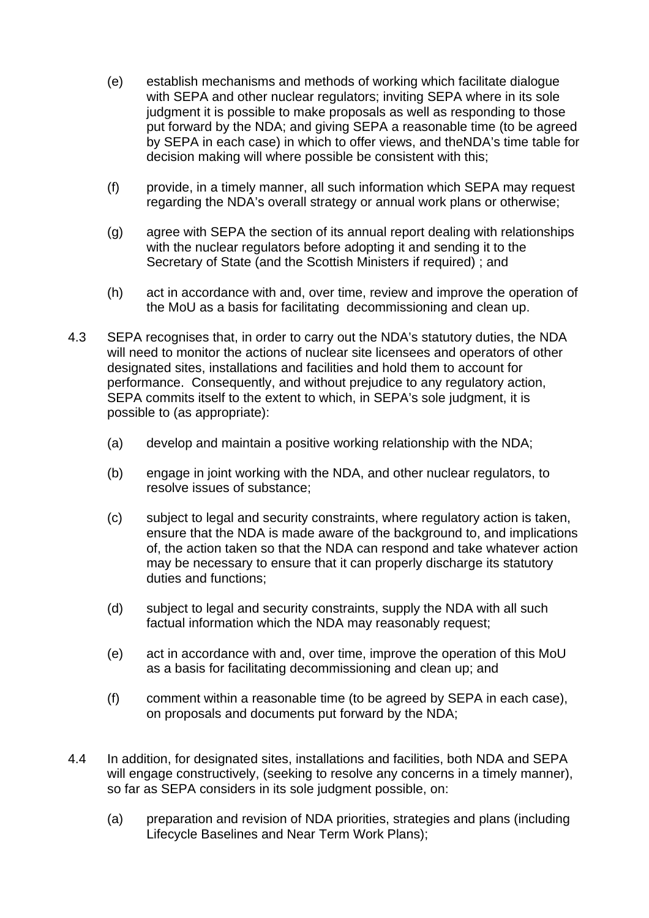(e) establish mechanisms and methods of working which facilitate dialogue with SEPA and other nuclear regulators; inviting SEPA where in its sole judgment it is possible to make proposals as well as responding to those put forward by the NDA; and giving SEPA a reasonable time (to be agreed by SEPA in each case) in which to offer views, and theNDA's time table for decision making will where possible be consistent with this;

(f) provide, in a timely manner, all such information which SEPA may request regarding the NDA's overall strategy or annual work plans or otherwise;

(g) agree with SEPA the section of its annual report dealing with relationships with the nuclear regulators before adopting it and sending it to the Secretary of State (and the Scottish Ministers if required) ; and

(h) act in accordance with and, over time, review and improve the operation of the MoU as a basis for facilitating decommissioning and clean up.

4.3 SEPA recognises that, in order to carry out the NDA's statutory duties, the NDA will need to monitor the actions of nuclear site licensees and operators of other designated sites, installations and facilities and hold them to account for performance. Consequently, and without prejudice to any regulatory action, SEPA commits itself to the extent to which, in SEPA's sole judgment, it is possible to (as appropriate):

(a) develop and maintain a positive working relationship with the NDA;

(b) engage in joint working with the NDA, and other nuclear regulators, to resolve issues of substance;

(c) subject to legal and security constraints, where regulatory action is taken, ensure that the NDA is made aware of the background to, and implications of, the action taken so that the NDA can respond and take whatever action may be necessary to ensure that it can properly discharge its statutory duties and functions;

(d) subject to legal and security constraints, supply the NDA with all such factual information which the NDA may reasonably request;

(e) act in accordance with and, over time, improve the operation of this MoU as a basis for facilitating decommissioning and clean up; and

(f) comment within a reasonable time (to be agreed by SEPA in each case), on proposals and documents put forward by the NDA;

4.4 In addition, for designated sites, installations and facilities, both NDA and SEPA will engage constructively, (seeking to resolve any concerns in a timely manner), so far as SEPA considers in its sole judgment possible, on:

(a) preparation and revision of NDA priorities, strategies and plans (including Lifecycle Baselines and Near Term Work Plans);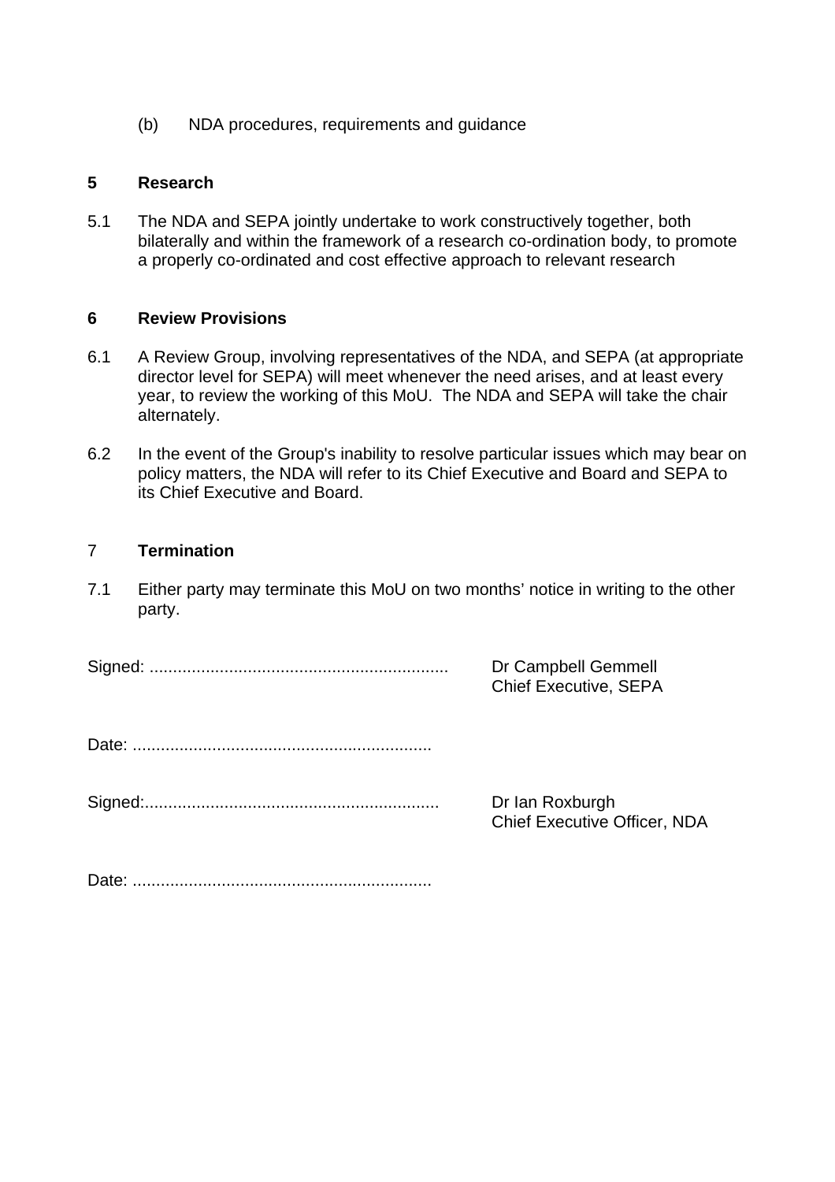(b) NDA procedures, requirements and guidance

## 5 Research

5.1 The NDA and SEPA jointly undertake to work constructively together, both bilaterally and within the framework of a research co-ordination body, to promote a properly co-ordinated and cost effective approach to relevant research

## 6 Review Provisions

6.1 A Review Group, involving representatives of the NDA, and SEPA (at appropriate director level for SEPA) will meet whenever the need arises, and at least every year, to review the working of this MoU. The NDA and SEPA will take the chair alternately.

6.2 In the event of the Group's inability to resolve particular issues which may bear on policy matters, the NDA will refer to its Chief Executive and Board and SEPA to its Chief Executive and Board.

## 7 Termination

7.1 Either party may terminate this MoU on two months' notice in writing to the other party.

Signed: ............................................................... Dr Campbell Gemmell
Chief Executive, SEPA

Date: ...............................................................

Signed:............................................................... Dr Ian Roxburgh
Chief Executive Officer, NDA

Date: ...............................................................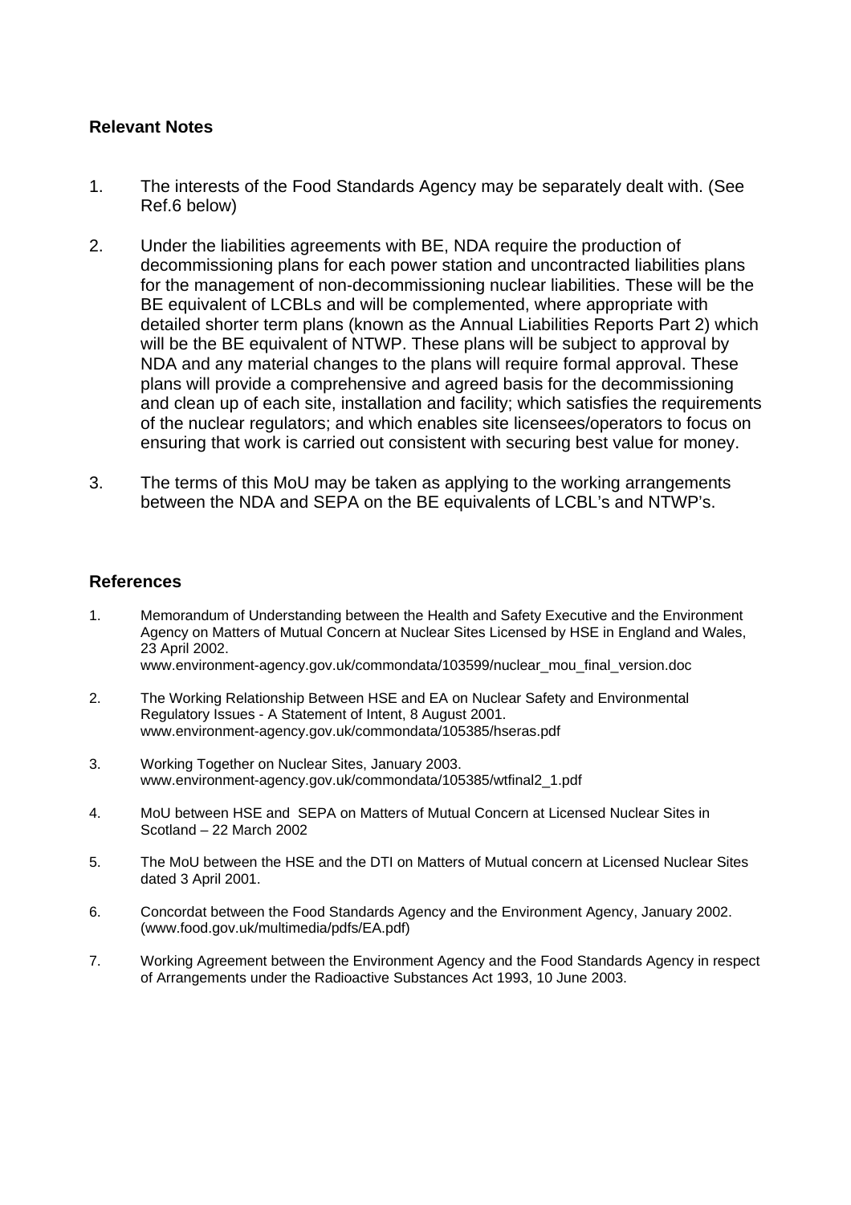## Relevant Notes

1. The interests of the Food Standards Agency may be separately dealt with. (See Ref.6 below)

2. Under the liabilities agreements with BE, NDA require the production of decommissioning plans for each power station and uncontracted liabilities plans for the management of non-decommissioning nuclear liabilities. These will be the BE equivalent of LCBLs and will be complemented, where appropriate with detailed shorter term plans (known as the Annual Liabilities Reports Part 2) which will be the BE equivalent of NTWP. These plans will be subject to approval by NDA and any material changes to the plans will require formal approval. These plans will provide a comprehensive and agreed basis for the decommissioning and clean up of each site, installation and facility; which satisfies the requirements of the nuclear regulators; and which enables site licensees/operators to focus on ensuring that work is carried out consistent with securing best value for money.

3. The terms of this MoU may be taken as applying to the working arrangements between the NDA and SEPA on the BE equivalents of LCBL's and NTWP's.

## References

1. Memorandum of Understanding between the Health and Safety Executive and the Environment Agency on Matters of Mutual Concern at Nuclear Sites Licensed by HSE in England and Wales, 23 April 2002.
   www.environment-agency.gov.uk/commondata/103599/nuclear_mou_final_version.doc

2. The Working Relationship Between HSE and EA on Nuclear Safety and Environmental Regulatory Issues - A Statement of Intent, 8 August 2001.
   www.environment-agency.gov.uk/commondata/105385/hseras.pdf

3. Working Together on Nuclear Sites, January 2003.
   www.environment-agency.gov.uk/commondata/105385/wtfinal2_1.pdf

4. MoU between HSE and SEPA on Matters of Mutual Concern at Licensed Nuclear Sites in Scotland – 22 March 2002

5. The MoU between the HSE and the DTI on Matters of Mutual concern at Licensed Nuclear Sites dated 3 April 2001.

6. Concordat between the Food Standards Agency and the Environment Agency, January 2002. (www.food.gov.uk/multimedia/pdfs/EA.pdf)

7. Working Agreement between the Environment Agency and the Food Standards Agency in respect of Arrangements under the Radioactive Substances Act 1993, 10 June 2003.